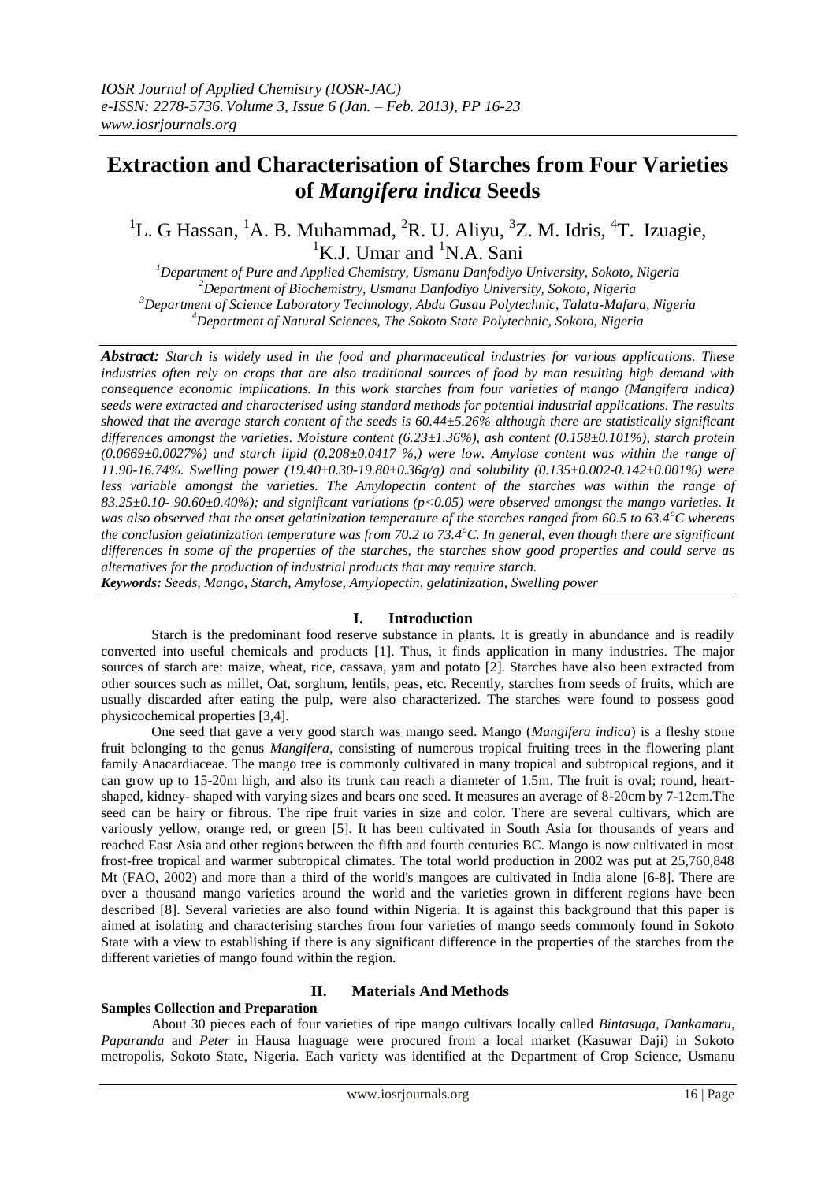# Extraction and Characterisation of Starches from Four Varieties of *Mangifera indica* Seeds

[1]L. G Hassan, [1]A. B. Muhammad, [2]R. U. Aliyu, [3]Z. M. Idris, [4]T. Izuagie, [1]K.J. Umar and [1]N.A. Sani

[1]Department of Pure and Applied Chemistry, Usmanu Danfodiyo University, Sokoto, Nigeria
[2]Department of Biochemistry, Usmanu Danfodiyo University, Sokoto, Nigeria
[3]Department of Science Laboratory Technology, Abdu Gusau Polytechnic, Talata-Mafara, Nigeria
[4]Department of Natural Sciences, The Sokoto State Polytechnic, Sokoto, Nigeria

***Abstract:*** *Starch is widely used in the food and pharmaceutical industries for various applications. These industries often rely on crops that are also traditional sources of food by man resulting high demand with consequence economic implications. In this work starches from four varieties of mango (Mangifera indica) seeds were extracted and characterised using standard methods for potential industrial applications. The results showed that the average starch content of the seeds is 60.44±5.26% although there are statistically significant differences amongst the varieties. Moisture content (6.23±1.36%), ash content (0.158±0.101%), starch protein (0.0669±0.0027%) and starch lipid (0.208±0.0417 %,) were low. Amylose content was within the range of 11.90-16.74%. Swelling power (19.40±0.30-19.80±0.36g/g) and solubility (0.135±0.002-0.142±0.001%) were less variable amongst the varieties. The Amylopectin content of the starches was within the range of 83.25±0.10- 90.60±0.40%); and significant variations ($p<0.05$) were observed amongst the mango varieties. It was also observed that the onset gelatinization temperature of the starches ranged from 60.5 to 63.4$^oC$ whereas the conclusion gelatinization temperature was from 70.2 to 73.4$^oC$. In general, even though there are significant differences in some of the properties of the starches, the starches show good properties and could serve as alternatives for the production of industrial products that may require starch.*

***Keywords:*** *Seeds, Mango, Starch, Amylose, Amylopectin, gelatinization, Swelling power*

## I. Introduction

Starch is the predominant food reserve substance in plants. It is greatly in abundance and is readily converted into useful chemicals and products [1]. Thus, it finds application in many industries. The major sources of starch are: maize, wheat, rice, cassava, yam and potato [2]. Starches have also been extracted from other sources such as millet, Oat, sorghum, lentils, peas, etc. Recently, starches from seeds of fruits, which are usually discarded after eating the pulp, were also characterized. The starches were found to possess good physicochemical properties [3,4].

One seed that gave a very good starch was mango seed. Mango (*Mangifera indica*) is a fleshy stone fruit belonging to the genus *Mangifera*, consisting of numerous tropical fruiting trees in the flowering plant family Anacardiaceae. The mango tree is commonly cultivated in many tropical and subtropical regions, and it can grow up to 15-20m high, and also its trunk can reach a diameter of 1.5m. The fruit is oval; round, heart-shaped, kidney- shaped with varying sizes and bears one seed. It measures an average of 8-20cm by 7-12cm.The seed can be hairy or fibrous. The ripe fruit varies in size and color. There are several cultivars, which are variously yellow, orange red, or green [5]. It has been cultivated in South Asia for thousands of years and reached East Asia and other regions between the fifth and fourth centuries BC. Mango is now cultivated in most frost-free tropical and warmer subtropical climates. The total world production in 2002 was put at 25,760,848 Mt (FAO, 2002) and more than a third of the world's mangoes are cultivated in India alone [6-8]. There are over a thousand mango varieties around the world and the varieties grown in different regions have been described [8]. Several varieties are also found within Nigeria. It is against this background that this paper is aimed at isolating and characterising starches from four varieties of mango seeds commonly found in Sokoto State with a view to establishing if there is any significant difference in the properties of the starches from the different varieties of mango found within the region.

## II. Materials And Methods

### Samples Collection and Preparation

About 30 pieces each of four varieties of ripe mango cultivars locally called *Bintasuga*, *Dankamaru*, *Paparanda* and *Peter* in Hausa lnaguage were procured from a local market (Kasuwar Daji) in Sokoto metropolis, Sokoto State, Nigeria. Each variety was identified at the Department of Crop Science, Usmanu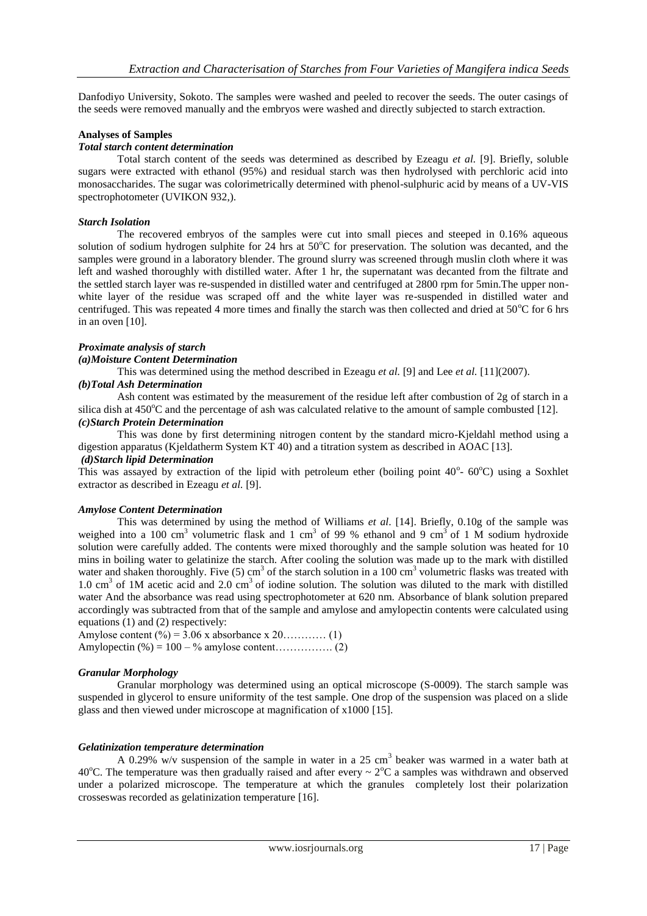Danfodiyo University, Sokoto. The samples were washed and peeled to recover the seeds. The outer casings of the seeds were removed manually and the embryos were washed and directly subjected to starch extraction.

## Analyses of Samples

### *Total starch content determination*

Total starch content of the seeds was determined as described by Ezeagu *et al.* [9]. Briefly, soluble sugars were extracted with ethanol (95%) and residual starch was then hydrolysed with perchloric acid into monosaccharides. The sugar was colorimetrically determined with phenol-sulphuric acid by means of a UV-VIS spectrophotometer (UVIKON 932,).

### *Starch Isolation*

The recovered embryos of the samples were cut into small pieces and steeped in 0.16% aqueous solution of sodium hydrogen sulphite for 24 hrs at 50°C for preservation. The solution was decanted, and the samples were ground in a laboratory blender. The ground slurry was screened through muslin cloth where it was left and washed thoroughly with distilled water. After 1 hr, the supernatant was decanted from the filtrate and the settled starch layer was re-suspended in distilled water and centrifuged at 2800 rpm for 5min.The upper non-white layer of the residue was scraped off and the white layer was re-suspended in distilled water and centrifuged. This was repeated 4 more times and finally the starch was then collected and dried at 50°C for 6 hrs in an oven [10].

### *Proximate analysis of starch*

#### *(a)Moisture Content Determination*

This was determined using the method described in Ezeagu *et al.* [9] and Lee *et al.* [11](2007).

#### *(b)Total Ash Determination*

Ash content was estimated by the measurement of the residue left after combustion of 2g of starch in a silica dish at 450°C and the percentage of ash was calculated relative to the amount of sample combusted [12].

#### *(c)Starch Protein Determination*

This was done by first determining nitrogen content by the standard micro-Kjeldahl method using a digestion apparatus (Kjeldatherm System KT 40) and a titration system as described in AOAC [13].

#### *(d)Starch lipid Determination*

This was assayed by extraction of the lipid with petroleum ether (boiling point 40°- 60°C) using a Soxhlet extractor as described in Ezeagu *et al.* [9].

### *Amylose Content Determination*

This was determined by using the method of Williams *et al*. [14]. Briefly, 0.10g of the sample was weighed into a 100 $cm^3$ volumetric flask and 1 $cm^3$ of 99 % ethanol and 9 $cm^3$ of 1 M sodium hydroxide solution were carefully added. The contents were mixed thoroughly and the sample solution was heated for 10 mins in boiling water to gelatinize the starch. After cooling the solution was made up to the mark with distilled water and shaken thoroughly. Five (5) $cm^3$ of the starch solution in a 100 $cm^3$ volumetric flasks was treated with 1.0 $cm^3$ of 1M acetic acid and 2.0 $cm^3$ of iodine solution. The solution was diluted to the mark with distilled water And the absorbance was read using spectrophotometer at 620 nm. Absorbance of blank solution prepared accordingly was subtracted from that of the sample and amylose and amylopectin contents were calculated using equations (1) and (2) respectively:

Amylose content (%) = 3.06 x absorbance x 20………… (1)

Amylopectin (%) = 100 – % amylose content……………. (2)

### *Granular Morphology*

Granular morphology was determined using an optical microscope (S-0009). The starch sample was suspended in glycerol to ensure uniformity of the test sample. One drop of the suspension was placed on a slide glass and then viewed under microscope at magnification of x1000 [15].

### *Gelatinization temperature determination*

A 0.29% w/v suspension of the sample in water in a 25 $cm^3$ beaker was warmed in a water bath at 40°C. The temperature was then gradually raised and after every ~ 2°C a samples was withdrawn and observed under a polarized microscope. The temperature at which the granules completely lost their polarization crosseswas recorded as gelatinization temperature [16].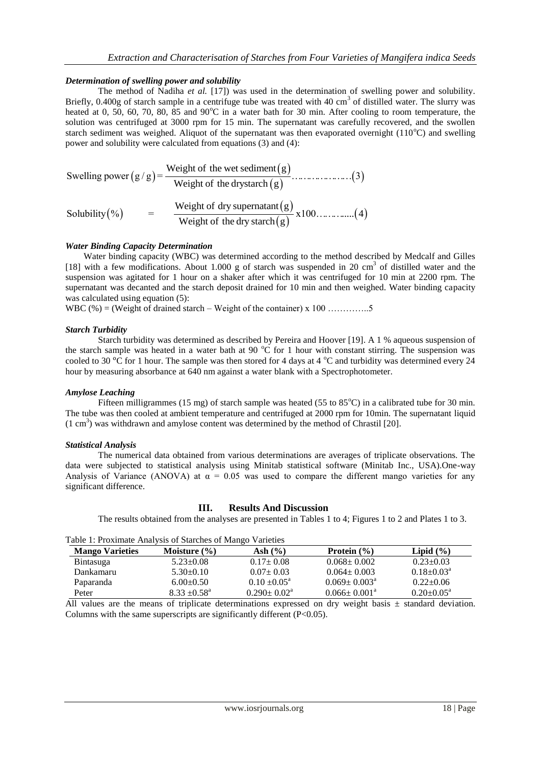### *Determination of swelling power and solubility*

The method of Nadiha *et al.* [17]) was used in the determination of swelling power and solubility. Briefly, 0.400g of starch sample in a centrifuge tube was treated with 40 $cm^3$ of distilled water. The slurry was heated at 0, 50, 60, 70, 80, 85 and 90°C in a water bath for 30 min. After cooling to room temperature, the solution was centrifuged at 3000 rpm for 15 min. The supernatant was carefully recovered, and the swollen starch sediment was weighed. Aliquot of the supernatant was then evaporated overnight (110°C) and swelling power and solubility were calculated from equations (3) and (4):

$$\text{Swelling power}\left(g/g\right) = \frac{\text{Weight of the wet sediment}\left(g\right)}{\text{Weight of the drystarch}\left(g\right)} \ldots\ldots\ldots\ldots\ldots\ldots(3)$$

$$\text{Solubility}\left(\%\right) \quad = \quad \frac{\text{Weight of dry supernatant}\left(g\right)}{\text{Weight of the dry starch}\left(g\right)} \text{x}100 \ldots\ldots\ldots\ldots(4)$$

### *Water Binding Capacity Determination*

Water binding capacity (WBC) was determined according to the method described by Medcalf and Gilles [18] with a few modifications. About 1.000 g of starch was suspended in 20 $cm^3$ of distilled water and the suspension was agitated for 1 hour on a shaker after which it was centrifuged for 10 min at 2200 rpm. The supernatant was decanted and the starch deposit drained for 10 min and then weighed. Water binding capacity was calculated using equation (5):

WBC (%) = (Weight of drained starch – Weight of the container) x 100 …………..5

### *Starch Turbidity*

Starch turbidity was determined as described by Pereira and Hoover [19]. A 1 % aqueous suspension of the starch sample was heated in a water bath at 90 °C for 1 hour with constant stirring. The suspension was cooled to 30 °C for 1 hour. The sample was then stored for 4 days at 4 °C and turbidity was determined every 24 hour by measuring absorbance at 640 nm against a water blank with a Spectrophotometer.

### *Amylose Leaching*

Fifteen milligrammes (15 mg) of starch sample was heated (55 to 85°C) in a calibrated tube for 30 min. The tube was then cooled at ambient temperature and centrifuged at 2000 rpm for 10min. The supernatant liquid (1 $cm^3$) was withdrawn and amylose content was determined by the method of Chrastil [20].

### *Statistical Analysis*

The numerical data obtained from various determinations are averages of triplicate observations. The data were subjected to statistical analysis using Minitab statistical software (Minitab Inc., USA).One-way Analysis of Variance (ANOVA) at $\alpha = 0.05$ was used to compare the different mango varieties for any significant difference.

## III. Results And Discussion

The results obtained from the analyses are presented in Tables 1 to 4; Figures 1 to 2 and Plates 1 to 3.

Table 1: Proximate Analysis of Starches of Mango Varieties

| Mango Varieties | Moisture (%) | Ash (%) | Protein (%) | Lipid (%) |
|---|---|---|---|---|
| Bintasuga | 5.23±0.08 | 0.17± 0.08 | 0.068± 0.002 | 0.23±0.03 |
| Dankamaru | 5.30±0.10 | 0.07± 0.03 | 0.064± 0.003 | 0.18±0.03[a] |
| Paparanda | 6.00±0.50 | 0.10 ±0.05[a] | 0.069± 0.003[a] | 0.22±0.06 |
| Peter | 8.33 ±0.58[a] | 0.290± 0.02[a] | 0.066± 0.001[a] | 0.20±0.05[a] |

All values are the means of triplicate determinations expressed on dry weight basis ± standard deviation. Columns with the same superscripts are significantly different (P<0.05).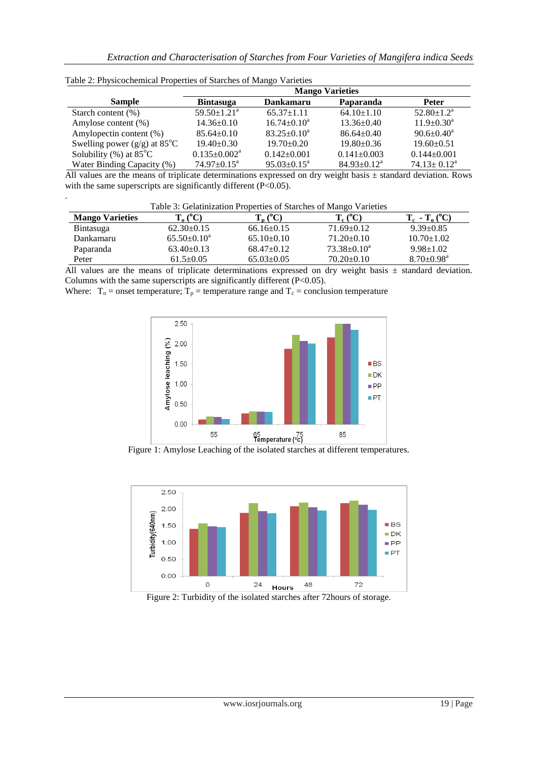Table 2: Physicochemical Properties of Starches of Mango Varieties

| Sample | Mango Varieties | | | |
|---|---|---|---|---|
| | Bintasuga | Dankamaru | Paparanda | Peter |
| Starch content (%) | 59.50±1.21[a] | 65.37±1.11 | 64.10±1.10 | 52.80±1.2[a] |
| Amylose content (%) | 14.36±0.10 | 16.74±0.10[a] | 13.36±0.40 | 11.9±0.30[a] |
| Amylopectin content (%) | 85.64±0.10 | 83.25±0.10[a] | 86.64±0.40 | 90.6±0.40[a] |
| Swelling power (g/g) at 85°C | 19.40±0.30 | 19.70±0.20 | 19.80±0.36 | 19.60±0.51 |
| Solubility (%) at 85°C | 0.135±0.002[a] | 0.142±0.001 | 0.141±0.003 | 0.144±0.001 |
| Water Binding Capacity (%) | 74.97±0.15[a] | 95.03±0.15[a] | 84.93±0.12[a] | 74.13± 0.12[a] |

All values are the means of triplicate determinations expressed on dry weight basis ± standard deviation. Rows with the same superscripts are significantly different (P<0.05).

Table 3: Gelatinization Properties of Starches of Mango Varieties

| Mango Varieties | $T_o$ (°C) | $T_p$ (°C) | $T_c$ (°C) | $T_c - T_o$ (°C) |
|---|---|---|---|---|
| Bintasuga | 62.30±0.15 | 66.16±0.15 | 71.69±0.12 | 9.39±0.85 |
| Dankamaru | 65.50±0.10[a] | 65.10±0.10 | 71.20±0.10 | 10.70±1.02 |
| Paparanda | 63.40±0.13 | 68.47±0.12 | 73.38±0.10[a] | 9.98±1.02 |
| Peter | 61.5±0.05 | 65.03±0.05 | 70.20±0.10 | 8.70±0.98[a] |

All values are the means of triplicate determinations expressed on dry weight basis ± standard deviation. Columns with the same superscripts are significantly different (P<0.05).

Where: $T_o$ = onset temperature; $T_p$ = temperature range and $T_c$ = conclusion temperature

Figure 1: Amylose Leaching of the isolated starches at different temperatures.

Figure 2: Turbidity of the isolated starches after 72hours of storage.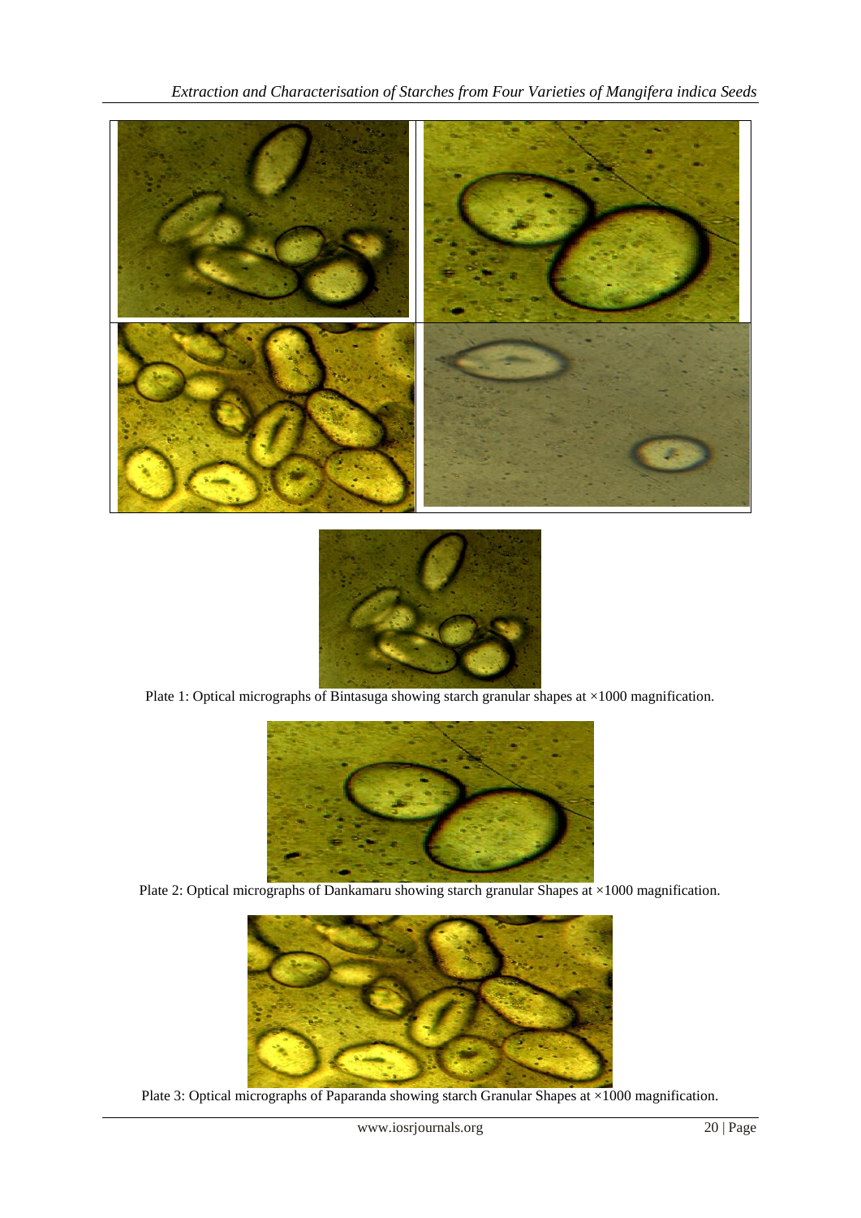Plate 1: Optical micrographs of Bintasuga showing starch granular shapes at ×1000 magnification.

Plate 2: Optical micrographs of Dankamaru showing starch granular Shapes at ×1000 magnification.

Plate 3: Optical micrographs of Paparanda showing starch Granular Shapes at ×1000 magnification.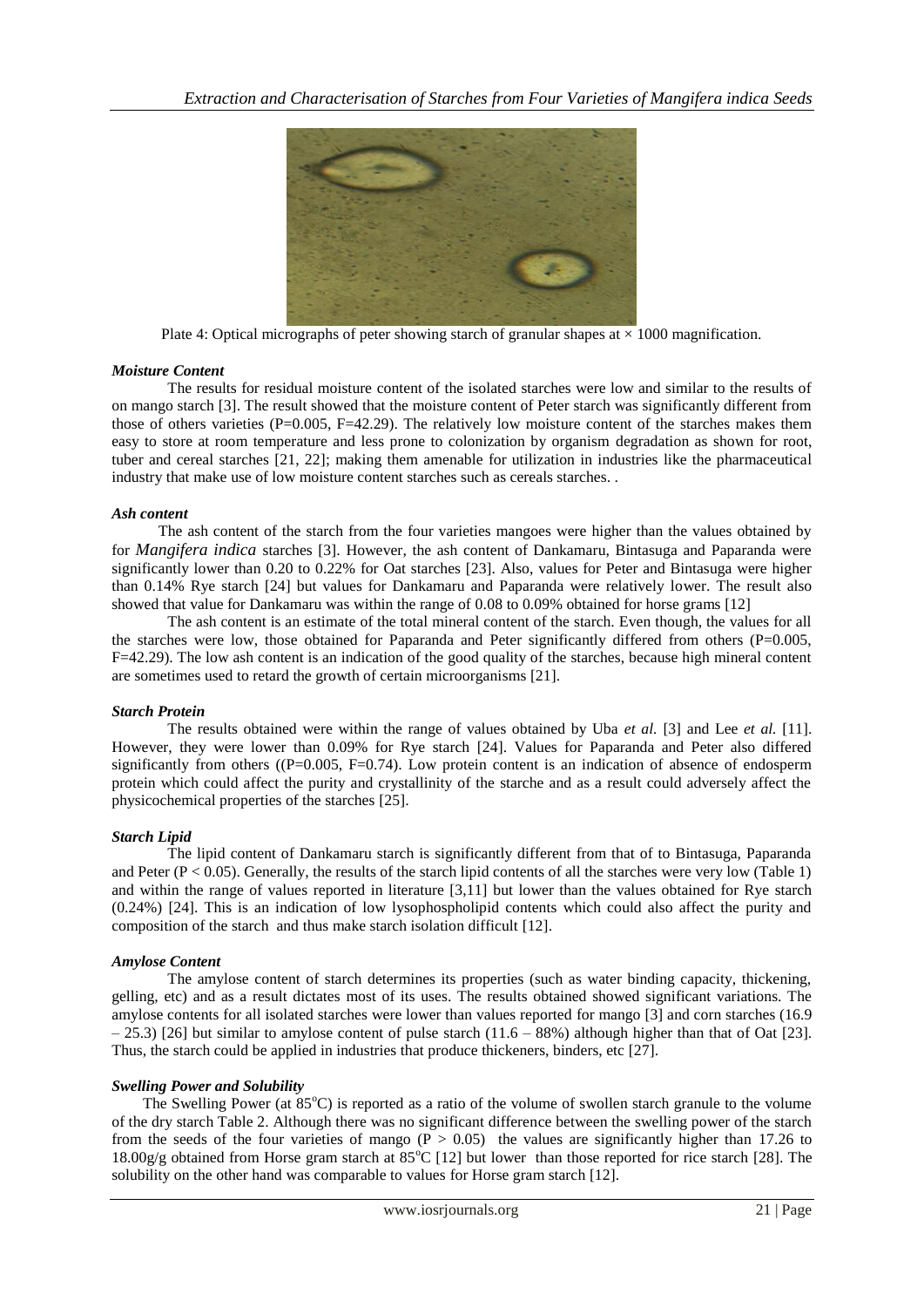Plate 4: Optical micrographs of peter showing starch of granular shapes at × 1000 magnification.

### *Moisture Content*

The results for residual moisture content of the isolated starches were low and similar to the results of on mango starch [3]. The result showed that the moisture content of Peter starch was significantly different from those of others varieties (P=0.005, F=42.29). The relatively low moisture content of the starches makes them easy to store at room temperature and less prone to colonization by organism degradation as shown for root, tuber and cereal starches [21, 22]; making them amenable for utilization in industries like the pharmaceutical industry that make use of low moisture content starches such as cereals starches. .

### *Ash content*

The ash content of the starch from the four varieties mangoes were higher than the values obtained by for *Mangifera indica* starches [3]. However, the ash content of Dankamaru, Bintasuga and Paparanda were significantly lower than 0.20 to 0.22% for Oat starches [23]. Also, values for Peter and Bintasuga were higher than 0.14% Rye starch [24] but values for Dankamaru and Paparanda were relatively lower. The result also showed that value for Dankamaru was within the range of 0.08 to 0.09% obtained for horse grams [12]

The ash content is an estimate of the total mineral content of the starch. Even though, the values for all the starches were low, those obtained for Paparanda and Peter significantly differed from others (P=0.005, F=42.29). The low ash content is an indication of the good quality of the starches, because high mineral content are sometimes used to retard the growth of certain microorganisms [21].

### *Starch Protein*

The results obtained were within the range of values obtained by Uba *et al.* [3] and Lee *et al.* [11]. However, they were lower than 0.09% for Rye starch [24]. Values for Paparanda and Peter also differed significantly from others ((P=0.005, F=0.74). Low protein content is an indication of absence of endosperm protein which could affect the purity and crystallinity of the starche and as a result could adversely affect the physicochemical properties of the starches [25].

### *Starch Lipid*

The lipid content of Dankamaru starch is significantly different from that of to Bintasuga, Paparanda and Peter ($P < 0.05$). Generally, the results of the starch lipid contents of all the starches were very low (Table 1) and within the range of values reported in literature [3,11] but lower than the values obtained for Rye starch (0.24%) [24]. This is an indication of low lysophospholipid contents which could also affect the purity and composition of the starch and thus make starch isolation difficult [12].

### *Amylose Content*

The amylose content of starch determines its properties (such as water binding capacity, thickening, gelling, etc) and as a result dictates most of its uses. The results obtained showed significant variations. The amylose contents for all isolated starches were lower than values reported for mango [3] and corn starches (16.9 – 25.3) [26] but similar to amylose content of pulse starch (11.6 – 88%) although higher than that of Oat [23]. Thus, the starch could be applied in industries that produce thickeners, binders, etc [27].

### *Swelling Power and Solubility*

The Swelling Power (at 85°C) is reported as a ratio of the volume of swollen starch granule to the volume of the dry starch Table 2. Although there was no significant difference between the swelling power of the starch from the seeds of the four varieties of mango ($P > 0.05$) the values are significantly higher than 17.26 to 18.00g/g obtained from Horse gram starch at 85°C [12] but lower than those reported for rice starch [28]. The solubility on the other hand was comparable to values for Horse gram starch [12].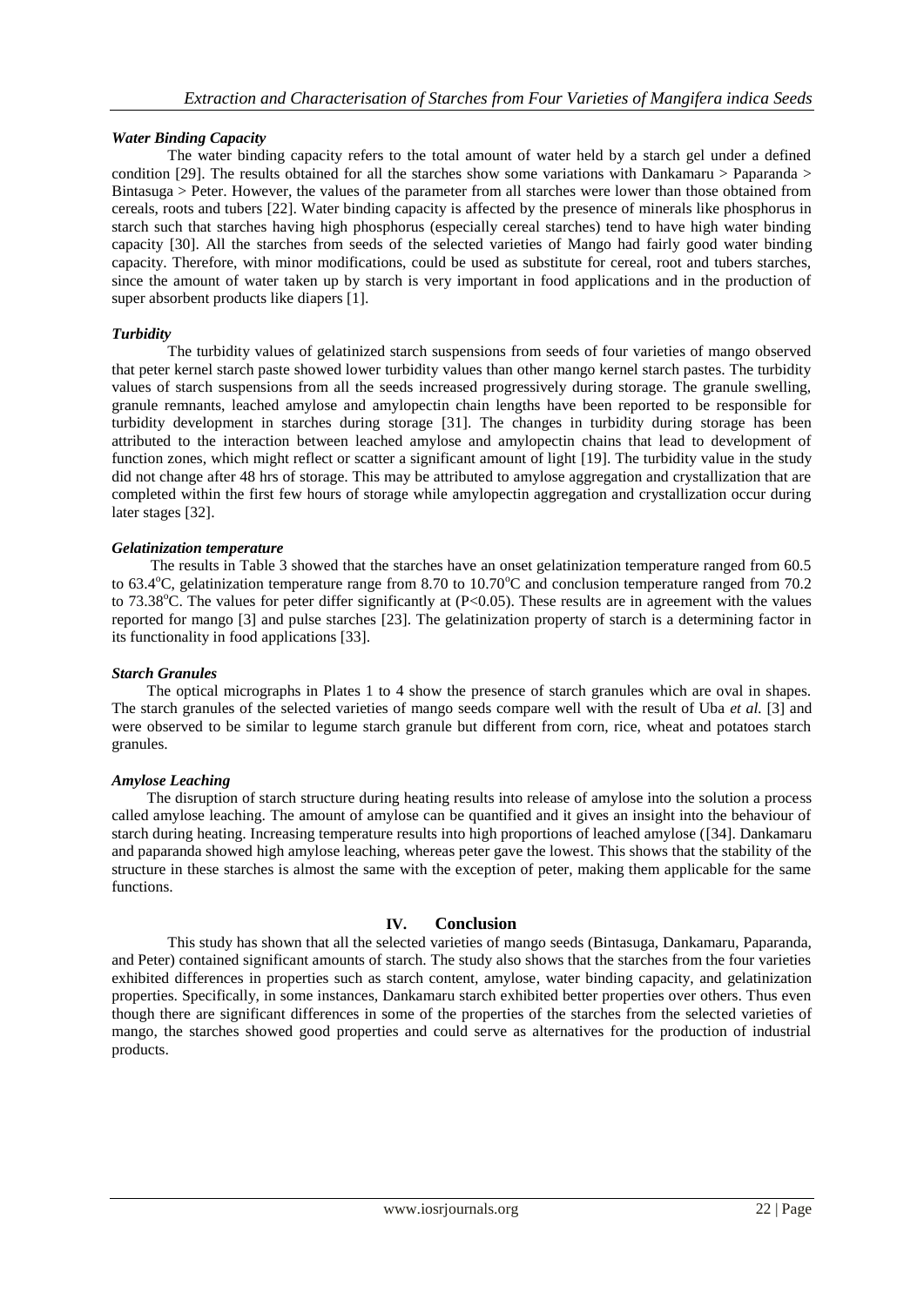### *Water Binding Capacity*

The water binding capacity refers to the total amount of water held by a starch gel under a defined condition [29]. The results obtained for all the starches show some variations with Dankamaru > Paparanda > Bintasuga > Peter. However, the values of the parameter from all starches were lower than those obtained from cereals, roots and tubers [22]. Water binding capacity is affected by the presence of minerals like phosphorus in starch such that starches having high phosphorus (especially cereal starches) tend to have high water binding capacity [30]. All the starches from seeds of the selected varieties of Mango had fairly good water binding capacity. Therefore, with minor modifications, could be used as substitute for cereal, root and tubers starches, since the amount of water taken up by starch is very important in food applications and in the production of super absorbent products like diapers [1].

### *Turbidity*

The turbidity values of gelatinized starch suspensions from seeds of four varieties of mango observed that peter kernel starch paste showed lower turbidity values than other mango kernel starch pastes. The turbidity values of starch suspensions from all the seeds increased progressively during storage. The granule swelling, granule remnants, leached amylose and amylopectin chain lengths have been reported to be responsible for turbidity development in starches during storage [31]. The changes in turbidity during storage has been attributed to the interaction between leached amylose and amylopectin chains that lead to development of function zones, which might reflect or scatter a significant amount of light [19]. The turbidity value in the study did not change after 48 hrs of storage. This may be attributed to amylose aggregation and crystallization that are completed within the first few hours of storage while amylopectin aggregation and crystallization occur during later stages [32].

### *Gelatinization temperature*

The results in Table 3 showed that the starches have an onset gelatinization temperature ranged from 60.5 to 63.4$^{o}$C, gelatinization temperature range from 8.70 to 10.70$^{o}$C and conclusion temperature ranged from 70.2 to 73.38$^{o}$C. The values for peter differ significantly at ($P<0.05$). These results are in agreement with the values reported for mango [3] and pulse starches [23]. The gelatinization property of starch is a determining factor in its functionality in food applications [33].

### *Starch Granules*

The optical micrographs in Plates 1 to 4 show the presence of starch granules which are oval in shapes. The starch granules of the selected varieties of mango seeds compare well with the result of Uba *et al.* [3] and were observed to be similar to legume starch granule but different from corn, rice, wheat and potatoes starch granules.

### *Amylose Leaching*

The disruption of starch structure during heating results into release of amylose into the solution a process called amylose leaching. The amount of amylose can be quantified and it gives an insight into the behaviour of starch during heating. Increasing temperature results into high proportions of leached amylose ([34]. Dankamaru and paparanda showed high amylose leaching, whereas peter gave the lowest. This shows that the stability of the structure in these starches is almost the same with the exception of peter, making them applicable for the same functions.

## IV. Conclusion

This study has shown that all the selected varieties of mango seeds (Bintasuga, Dankamaru, Paparanda, and Peter) contained significant amounts of starch. The study also shows that the starches from the four varieties exhibited differences in properties such as starch content, amylose, water binding capacity, and gelatinization properties. Specifically, in some instances, Dankamaru starch exhibited better properties over others. Thus even though there are significant differences in some of the properties of the starches from the selected varieties of mango, the starches showed good properties and could serve as alternatives for the production of industrial products.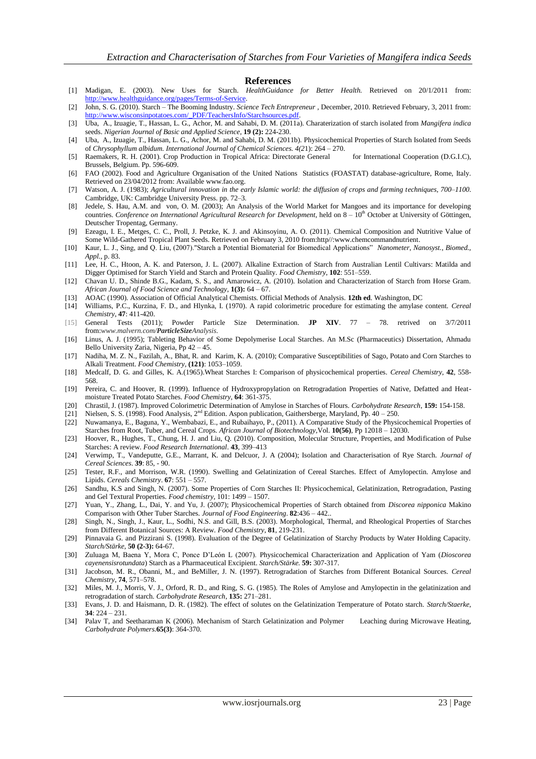## References

[1] Madigan, E. (2003). New Uses for Starch. *HealthGuidance for Better Health.* Retrieved on 20/1/2011 from: http://www.healthguidance.org/pages/Terms-of-Service.

[2] John, S. G. (2010). Starch – The Booming Industry. *Science Tech Entrepreneur* , December, 2010. Retrieved February, 3, 2011 from: http://www.wisconsinpotatoes.com/_PDF/TeachersInfo/Starchsources.pdf.

[3] Uba, A., Izuagie, T., Hassan, L. G., Achor, M. and Sahabi, D. M. (2011a). Charaterization of starch isolated from *Mangifera indica* seeds. *Nigerian Journal of Basic and Applied Science*, **19 (2):** 224-230.

[4] Uba, A., Izuagie, T., Hassan, L. G., Achor, M. and Sahabi, D. M. (2011b). Physicochemical Properties of Starch Isolated from Seeds of *Chrysophyllum albidum. International Journal of Chemical Sciences. 4(2*1): 264 – 270.

[5] Raemakers, R. H. (2001). Crop Production in Tropical Africa: Directorate General for International Cooperation (D.G.I.C), Brussels, Belgium. Pp. 596-609.

[6] FAO (2002). Food and Agriculture Organisation of the United Nations Statistics (FOASTAT) database-agriculture, Rome, Italy. Retrieved on 23/04/2012 from: Available www.fao.org.

[7] Watson, A. J. (1983); *Agricultural innovation in the early Islamic world: the diffusion of crops and farming techniques, 700–1100.* Cambridge, UK: Cambridge University Press. pp. 72–3.

[8] Jedele, S. Hau, A.M. and von, O. M. (2003); An Analysis of the World Market for Mangoes and its importance for developing countries. *Conference on International Agricultural Research for Development*, held on 8 – 10th October at University of Göttingen, Deutscher Tropentag, Germany.

[9] Ezeagu, I. E., Metges, C. C., Proll, J. Petzke, K. J. and Akinsoyinu, A. O. (2011). Chemical Composition and Nutritive Value of Some Wild-Gathered Tropical Plant Seeds. Retrieved on February 3, 2010 from:http//:www.chemcommandnutrient.

[10] Kaur, L. J., Sing, and Q. Liu, (2007)."Starch a Potential Biomaterial for Biomedical Applications" *Nanometer, Nanosyst., Biomed., Appl.*, p. 83.

[11] Lee, H. C., Htoon, A. K. and Paterson, J. L. (2007). Alkaline Extraction of Starch from Australian Lentil Cultivars: Matilda and Digger Optimised for Starch Yield and Starch and Protein Quality. *Food Chemistry*, **102**: 551–559.

[12] Chavan U. D., Shinde B.G., Kadam, S. S., and Amarowicz, A. (2010). Isolation and Characterization of Starch from Horse Gram. *African Journal of Food Science and Technology*, **1(3):** 64 – 67.

[13] AOAC (1990). Association of Official Analytical Chemists. Official Methods of Analysis. **12th ed**. Washington, DC

[14] Williams, P.C., Kurzina, F. D., and Hlynka, I. (1970). A rapid colorimetric procedure for estimating the amylase content. *Cereal Chemistry*, **47**: 411-420.

[15] General Tests (2011); Powder Particle Size Determination. **JP XIV**. 77 – 78. retrived on 3/7/2011 from:*www.malvern.com/**ParticleSize**Analysis.*

[16] Linus, A. J. (1995); Tableting Behavior of Some Depolymerise Local Starches. An M.Sc (Pharmaceutics) Dissertation, Ahmadu Bello University Zaria, Nigeria, Pp 42 – 45.

[17] Nadiha, M. Z. N., Fazilah, A., Bhat, R. and Karim, K. A. (2010); Comparative Susceptibilities of Sago, Potato and Corn Starches to Alkali Treatment. *Food Chemistry*, **(121)**: 1053–1059.

[18] Medcalf, D. G. and Gilles, K. A.(1965).Wheat Starches I: Comparison of physicochemical properties. *Cereal Chemistry*, **42**, 558-568.

[19] Pereira, C. and Hoover, R. (1999). Influence of Hydroxypropylation on Retrogradation Properties of Native, Defatted and Heat-moisture Treated Potato Starches. *Food Chemistry*, **64**: 361-375.

[20] Chrastil, J. (1987). Improved Colorimetric Determination of Amylose in Starches of Flours. *Carbohydrate Research*, **159:** 154-158.

[21] Nielsen, S. S. (1998). Food Analysis, 2nd Edition. Aspon publication, Gaithersberge, Maryland, Pp. 40 – 250.

[22] Nuwamanya, E., Baguna, Y., Wembabazi, E., and Rubaihayo, P., (2011). A Comparative Study of the Physicochemical Properties of Starches from Root, Tuber, and Cereal Crops. *African Journal of Biotechnology*,Vol. **10(56)**, Pp 12018 – 12030.

[23] Hoover, R., Hughes, T., Chung, H. J. and Liu, Q. (2010). Composition, Molecular Structure, Properties, and Modification of Pulse Starches: A review. *Food Research International*. **43**, 399–413

[24] Verwimp, T., Vandeputte, G.E., Marrant, K. and Delcuor, J. A (2004); Isolation and Characterisation of Rye Starch. *Journal of Cereal Sciences*. **39**: 85, - 90.

[25] Tester, R.F., and Morrison, W.R. (1990). Swelling and Gelatinization of Cereal Starches. Effect of Amylopectin. Amylose and Lipids. *Cereals Chemistry*. **67**: 551 – 557.

[26] Sandhu, K.S and Singh, N. (2007). Some Properties of Corn Starches II: Physicochemical, Gelatinization, Retrogradation, Pasting and Gel Textural Properties. *Food chemistry*, 101: 1499 – 1507.

[27] Yuan, Y., Zhang, L., Dai, Y. and Yu, J. (2007); Physicochemical Properties of Starch obtained from *Discorea nipponica* Makino Comparison with Other Tuber Starches. *Journal of Food Engineering*. **82**:436 – 442..

[28] Singh, N., Singh, J., Kaur, L., Sodhi, N.S. and Gill, B.S. (2003). Morphological, Thermal, and Rheological Properties of Starches from Different Botanical Sources: A Review. *Food Chemistry*, **81**, 219-231.

[29] Pinnavaia G. and Pizzirani S. (1998). Evaluation of the Degree of Gelatinization of Starchy Products by Water Holding Capacity. *Starch/Stärke*, **50 (2-3):** 64-67.

[30] Zuluaga M, Baena Y, Mora C, Ponce D'León L (2007). Physicochemical Characterization and Application of Yam (*Dioscorea cayenensisrotundata*) Starch as a Pharmaceutical Excipient. *Starch/Stärke.* **59:** 307-317.

[31] Jacobson, M. R., Obanni, M., and BeMiller, J. N. (1997). Retrogradation of Starches from Different Botanical Sources. *Cereal Chemistry*, **74**, 571–578.

[32] Miles, M. J., Morris, V. J., Orford, R. D., and Ring, S. G. (1985). The Roles of Amylose and Amylopectin in the gelatinization and retrogradation of starch. *Carbohydrate Research*, **135:** 271–281.

[33] Evans, J. D. and Haismann, D. R. (1982). The effect of solutes on the Gelatinization Temperature of Potato starch. *Starch/Staerke*, **34**: 224 – 231.

[34] Palav T, and Seetharaman K (2006). Mechanism of Starch Gelatinization and Polymer Leaching during Microwave Heating, *Carbohydrate Polymers.***65(3)**: 364-370.